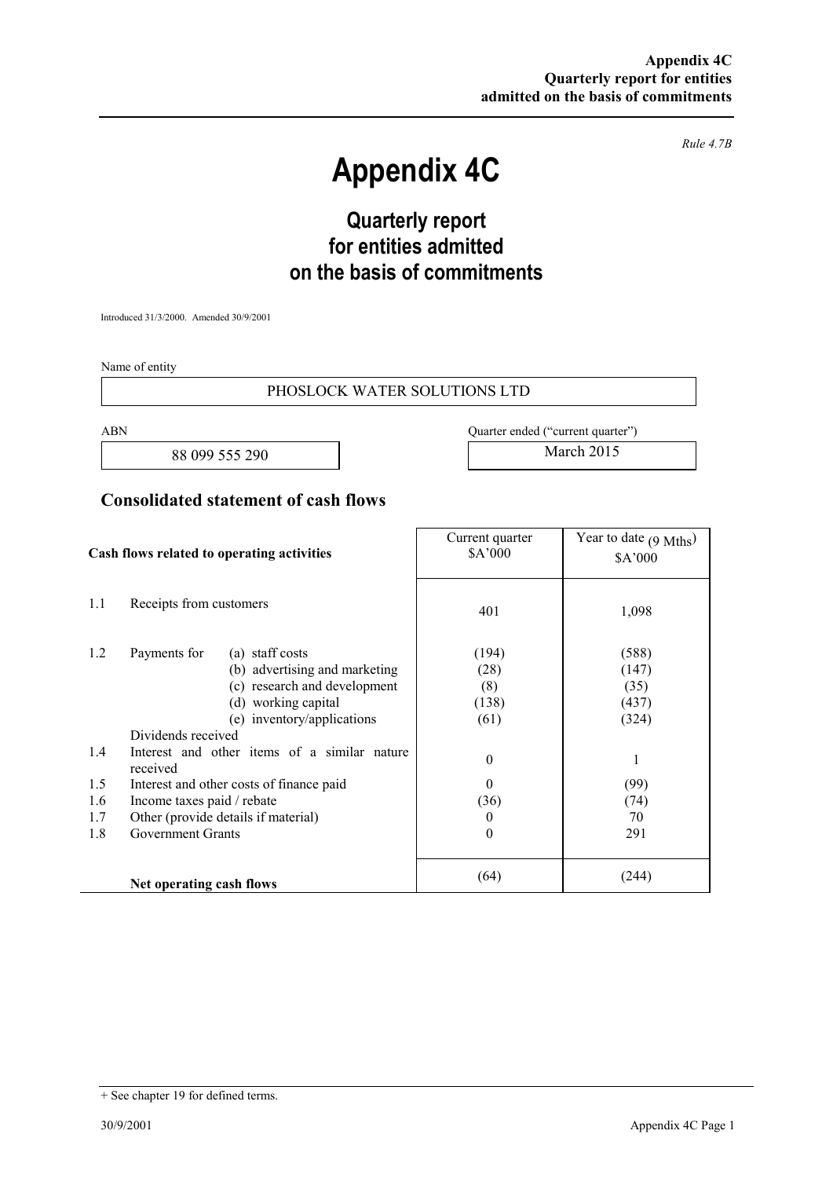*Rule 4.7B*

# Appendix 4C

## Quarterly report for entities admitted on the basis of commitments

Introduced 31/3/2000. Amended 30/9/2001

Name of entity

PHOSLOCK WATER SOLUTIONS LTD

| ABN | Quarter ended ("current quarter") |
|---|---|
| 88 099 555 290 | March 2015 |

## Consolidated statement of cash flows

| | Cash flows related to operating activities | Current quarter $A'000 | Year to date (9 Mths) $A'000 |
|---|---|---|---|
| 1.1 | Receipts from customers | 401 | 1,098 |
| 1.2 | Payments for (a) staff costs | (194) | (588) |
| | (b) advertising and marketing | (28) | (147) |
| | (c) research and development | (8) | (35) |
| | (d) working capital | (138) | (437) |
| | (e) inventory/applications | (61) | (324) |
| | Dividends received | | |
| 1.4 | Interest and other items of a similar nature received | 0 | 1 |
| 1.5 | Interest and other costs of finance paid | 0 | (99) |
| 1.6 | Income taxes paid / rebate | (36) | (74) |
| 1.7 | Other (provide details if material) | 0 | 70 |
| 1.8 | Government Grants | 0 | 291 |
| | **Net operating cash flows** | (64) | (244) |

+ See chapter 19 for defined terms.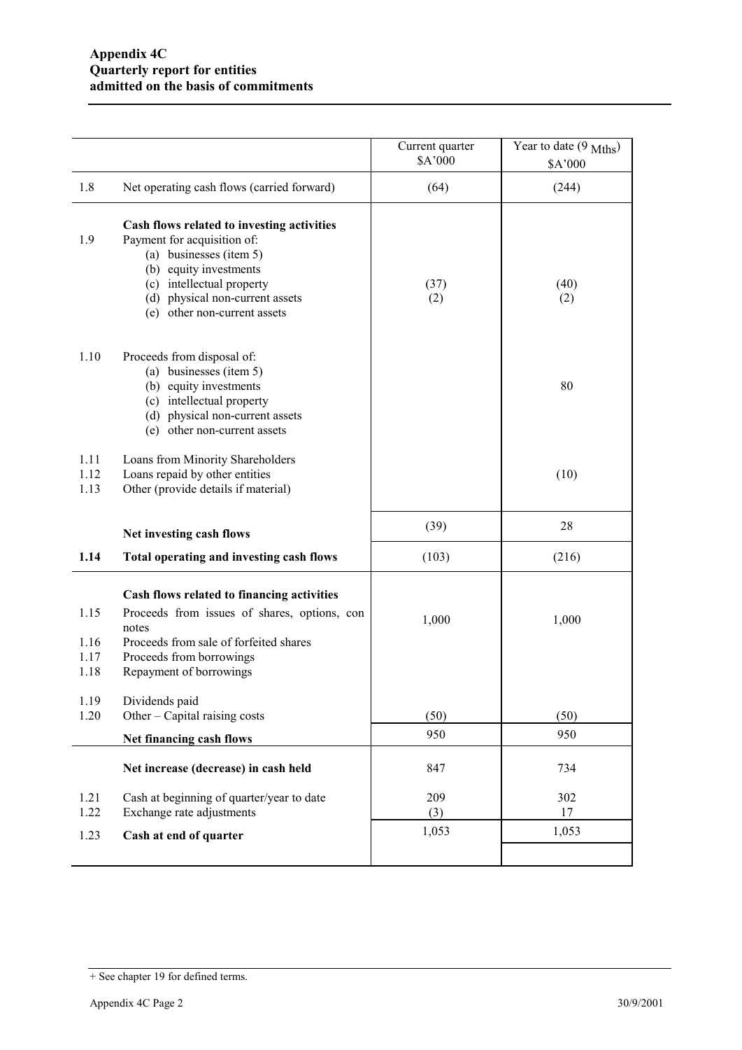**Appendix 4C**
**Quarterly report for entities admitted on the basis of commitments**

| | | Current quarter $A'000 | Year to date (9 $_{\text{Mths}}$) $A'000 |
|---|---|---|---|
| 1.8 | Net operating cash flows (carried forward) | (64) | (244) |
| | **Cash flows related to investing activities** | | |
| 1.9 | Payment for acquisition of: | | |
| | (a) businesses (item 5) | | |
| | (b) equity investments | | |
| | (c) intellectual property | (37) | (40) |
| | (d) physical non-current assets | (2) | (2) |
| | (e) other non-current assets | | |
| 1.10 | Proceeds from disposal of: | | |
| | (a) businesses (item 5) | | |
| | (b) equity investments | | 80 |
| | (c) intellectual property | | |
| | (d) physical non-current assets | | |
| | (e) other non-current assets | | |
| 1.11 | Loans from Minority Shareholders | | |
| 1.12 | Loans repaid by other entities | | (10) |
| 1.13 | Other (provide details if material) | | |
| | **Net investing cash flows** | (39) | 28 |
| **1.14** | **Total operating and investing cash flows** | (103) | (216) |
| | **Cash flows related to financing activities** | | |
| 1.15 | Proceeds from issues of shares, options, con notes | 1,000 | 1,000 |
| 1.16 | Proceeds from sale of forfeited shares | | |
| 1.17 | Proceeds from borrowings | | |
| 1.18 | Repayment of borrowings | | |
| 1.19 | Dividends paid | | |
| 1.20 | Other – Capital raising costs | (50) | (50) |
| | **Net financing cash flows** | 950 | 950 |
| | **Net increase (decrease) in cash held** | 847 | 734 |
| 1.21 | Cash at beginning of quarter/year to date | 209 | 302 |
| 1.22 | Exchange rate adjustments | (3) | 17 |
| 1.23 | **Cash at end of quarter** | 1,053 | 1,053 |

+ See chapter 19 for defined terms.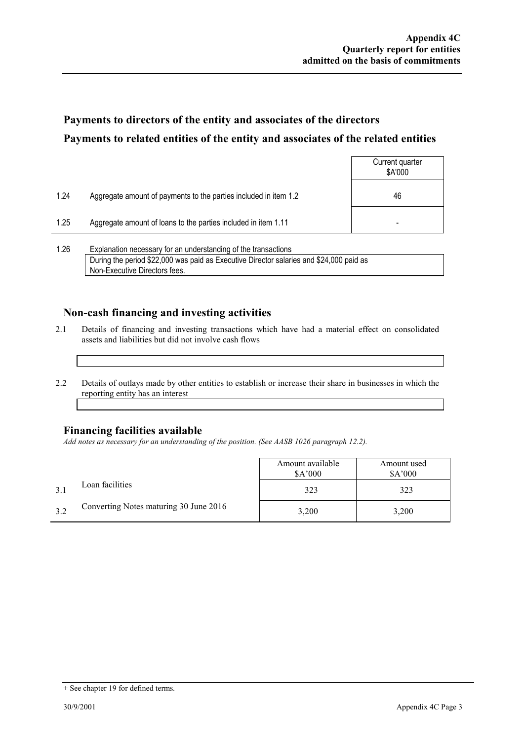## Payments to directors of the entity and associates of the directors

## Payments to related entities of the entity and associates of the related entities

| | | Current quarter $A'000 |
|---|---|---|
| 1.24 | Aggregate amount of payments to the parties included in item 1.2 | 46 |
| 1.25 | Aggregate amount of loans to the parties included in item 1.11 | - |

1.26 Explanation necessary for an understanding of the transactions

During the period $22,000 was paid as Executive Director salaries and $24,000 paid as Non-Executive Directors fees.

## Non-cash financing and investing activities

2.1 Details of financing and investing transactions which have had a material effect on consolidated assets and liabilities but did not involve cash flows

2.2 Details of outlays made by other entities to establish or increase their share in businesses in which the reporting entity has an interest

## Financing facilities available

*Add notes as necessary for an understanding of the position. (See AASB 1026 paragraph 12.2).*

| | | Amount available $A'000 | Amount used $A'000 |
|---|---|---|---|
| 3.1 | Loan facilities | 323 | 323 |
| 3.2 | Converting Notes maturing 30 June 2016 | 3,200 | 3,200 |

+ See chapter 19 for defined terms.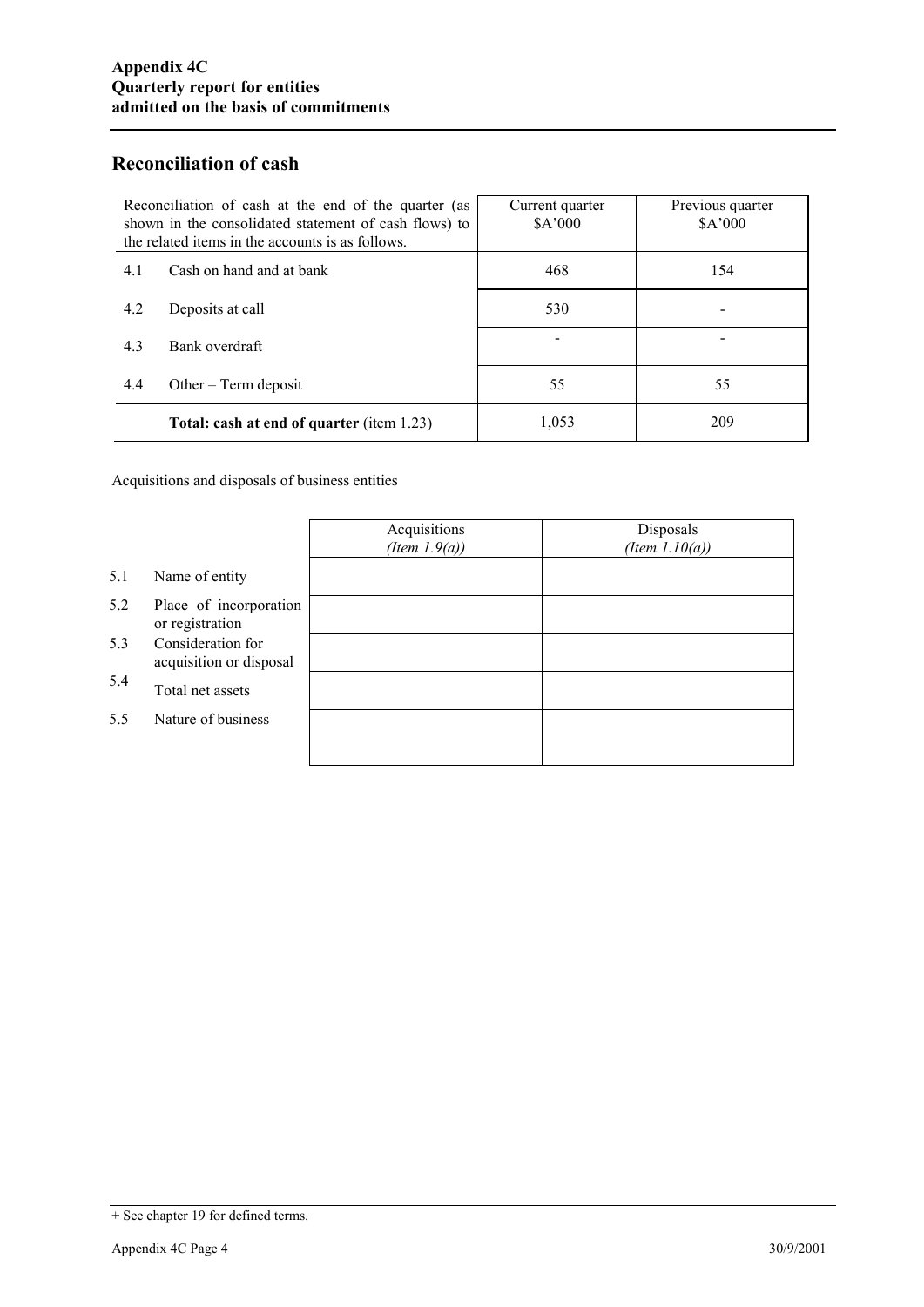## Reconciliation of cash

| Reconciliation of cash at the end of the quarter (as shown in the consolidated statement of cash flows) to the related items in the accounts is as follows. | | Current quarter \$A'000 | Previous quarter \$A'000 |
|---|---|---|---|
| 4.1 | Cash on hand and at bank | 468 | 154 |
| 4.2 | Deposits at call | 530 | - |
| 4.3 | Bank overdraft | - | - |
| 4.4 | Other – Term deposit | 55 | 55 |
| | **Total: cash at end of quarter** (item 1.23) | 1,053 | 209 |

Acquisitions and disposals of business entities

| | | Acquisitions *(Item 1.9(a))* | Disposals *(Item 1.10(a))* |
|---|---|---|---|
| 5.1 | Name of entity | | |
| 5.2 | Place of incorporation or registration | | |
| 5.3 | Consideration for acquisition or disposal | | |
| 5.4 | Total net assets | | |
| 5.5 | Nature of business | | |

+ See chapter 19 for defined terms.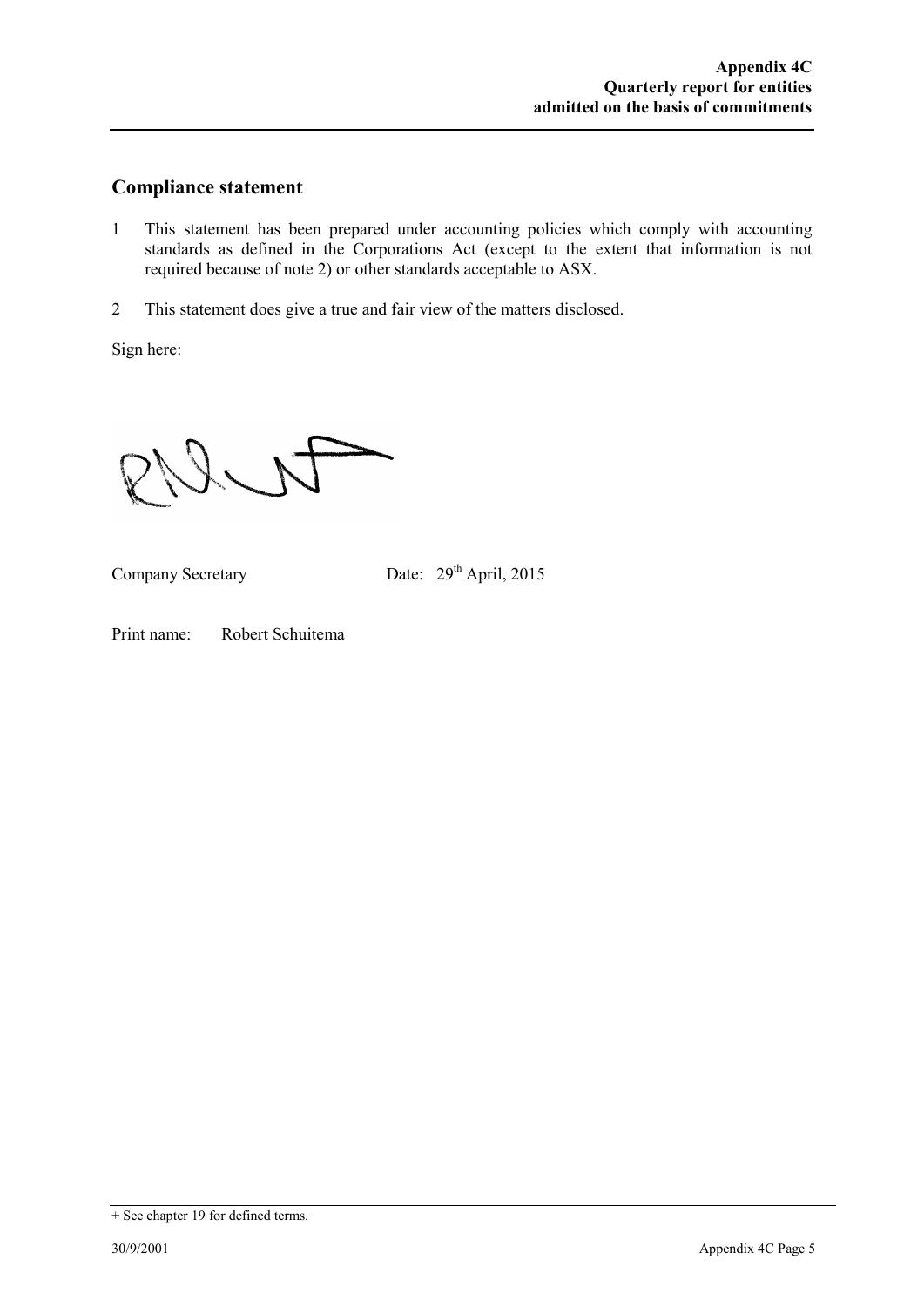## Compliance statement

1. This statement has been prepared under accounting policies which comply with accounting standards as defined in the Corporations Act (except to the extent that information is not required because of note 2) or other standards acceptable to ASX.

2. This statement does give a true and fair view of the matters disclosed.

Sign here:

Company Secretary Date: 29th April, 2015

Print name: Robert Schuitema

+ See chapter 19 for defined terms.